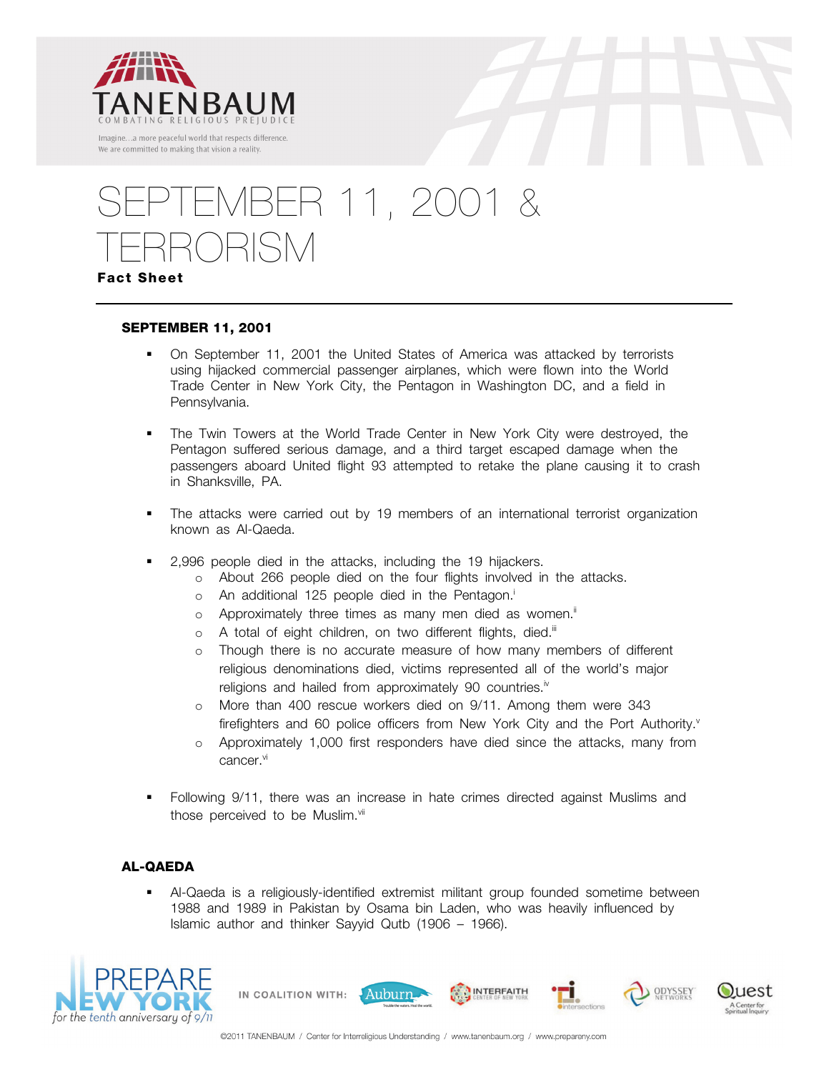TANENBAUM
COMBATING RELIGIOUS PREJUDICE

Imagine…a more peaceful world that respects difference.
We are committed to making that vision a reality.

# SEPTEMBER 11, 2001 & TERRORISM

**Fact Sheet**

### SEPTEMBER 11, 2001

- On September 11, 2001 the United States of America was attacked by terrorists using hijacked commercial passenger airplanes, which were flown into the World Trade Center in New York City, the Pentagon in Washington DC, and a field in Pennsylvania.

- The Twin Towers at the World Trade Center in New York City were destroyed, the Pentagon suffered serious damage, and a third target escaped damage when the passengers aboard United flight 93 attempted to retake the plane causing it to crash in Shanksville, PA.

- The attacks were carried out by 19 members of an international terrorist organization known as Al-Qaeda.

- 2,996 people died in the attacks, including the 19 hijackers.
  - About 266 people died on the four flights involved in the attacks.
  - An additional 125 people died in the Pentagon.[i]
  - Approximately three times as many men died as women.[ii]
  - A total of eight children, on two different flights, died.[iii]
  - Though there is no accurate measure of how many members of different religious denominations died, victims represented all of the world's major religions and hailed from approximately 90 countries.[iv]
  - More than 400 rescue workers died on 9/11. Among them were 343 firefighters and 60 police officers from New York City and the Port Authority.[v]
  - Approximately 1,000 first responders have died since the attacks, many from cancer.[vi]

- Following 9/11, there was an increase in hate crimes directed against Muslims and those perceived to be Muslim.[vii]

### AL-QAEDA

- Al-Qaeda is a religiously-identified extremist militant group founded sometime between 1988 and 1989 in Pakistan by Osama bin Laden, who was heavily influenced by Islamic author and thinker Sayyid Qutb (1906 – 1966).

PREPARE NEW YORK for the tenth anniversary of 9/11

IN COALITION WITH: Auburn, Interfaith Center of New York, Intersections, Odyssey Networks, Quest: A Center for Spiritual Inquiry

©2011 TANENBAUM / Center for Interreligious Understanding / www.tanenbaum.org / www.prepareny.com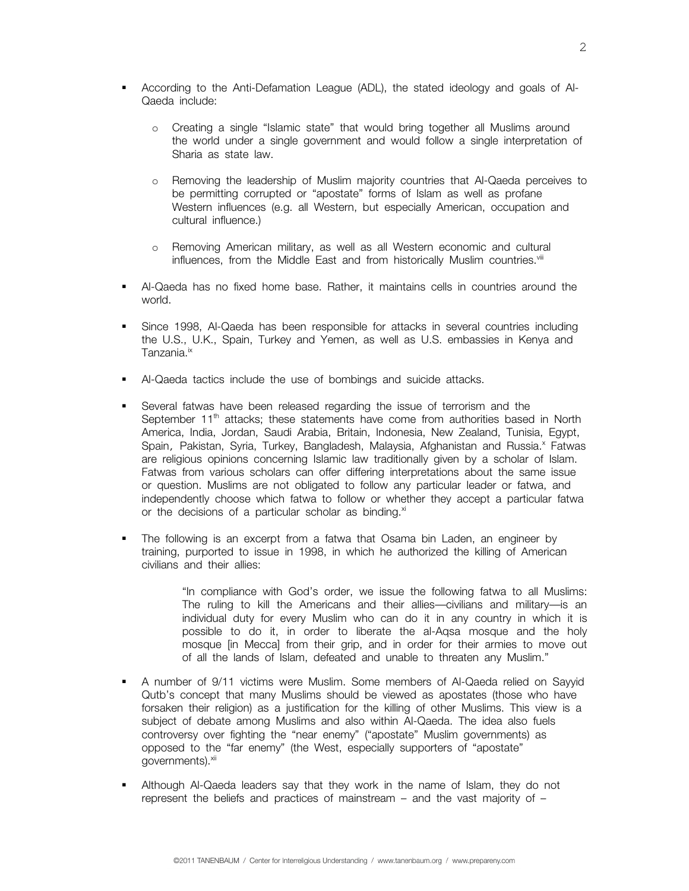- According to the Anti-Defamation League (ADL), the stated ideology and goals of Al-Qaeda include:
  - Creating a single "Islamic state" that would bring together all Muslims around the world under a single government and would follow a single interpretation of Sharia as state law.
  - Removing the leadership of Muslim majority countries that Al-Qaeda perceives to be permitting corrupted or "apostate" forms of Islam as well as profane Western influences (e.g. all Western, but especially American, occupation and cultural influence.)
  - Removing American military, as well as all Western economic and cultural influences, from the Middle East and from historically Muslim countries.[viii]
- Al-Qaeda has no fixed home base. Rather, it maintains cells in countries around the world.
- Since 1998, Al-Qaeda has been responsible for attacks in several countries including the U.S., U.K., Spain, Turkey and Yemen, as well as U.S. embassies in Kenya and Tanzania.[ix]
- Al-Qaeda tactics include the use of bombings and suicide attacks.
- Several fatwas have been released regarding the issue of terrorism and the September 11th attacks; these statements have come from authorities based in North America, India, Jordan, Saudi Arabia, Britain, Indonesia, New Zealand, Tunisia, Egypt, Spain, Pakistan, Syria, Turkey, Bangladesh, Malaysia, Afghanistan and Russia.[x] Fatwas are religious opinions concerning Islamic law traditionally given by a scholar of Islam. Fatwas from various scholars can offer differing interpretations about the same issue or question. Muslims are not obligated to follow any particular leader or fatwa, and independently choose which fatwa to follow or whether they accept a particular fatwa or the decisions of a particular scholar as binding.[xi]
- The following is an excerpt from a fatwa that Osama bin Laden, an engineer by training, purported to issue in 1998, in which he authorized the killing of American civilians and their allies:

  > "In compliance with God's order, we issue the following fatwa to all Muslims: The ruling to kill the Americans and their allies—civilians and military—is an individual duty for every Muslim who can do it in any country in which it is possible to do it, in order to liberate the al-Aqsa mosque and the holy mosque [in Mecca] from their grip, and in order for their armies to move out of all the lands of Islam, defeated and unable to threaten any Muslim."

- A number of 9/11 victims were Muslim. Some members of Al-Qaeda relied on Sayyid Qutb's concept that many Muslims should be viewed as apostates (those who have forsaken their religion) as a justification for the killing of other Muslims. This view is a subject of debate among Muslims and also within Al-Qaeda. The idea also fuels controversy over fighting the "near enemy" ("apostate" Muslim governments) as opposed to the "far enemy" (the West, especially supporters of "apostate" governments).[xii]
- Although Al-Qaeda leaders say that they work in the name of Islam, they do not represent the beliefs and practices of mainstream – and the vast majority of –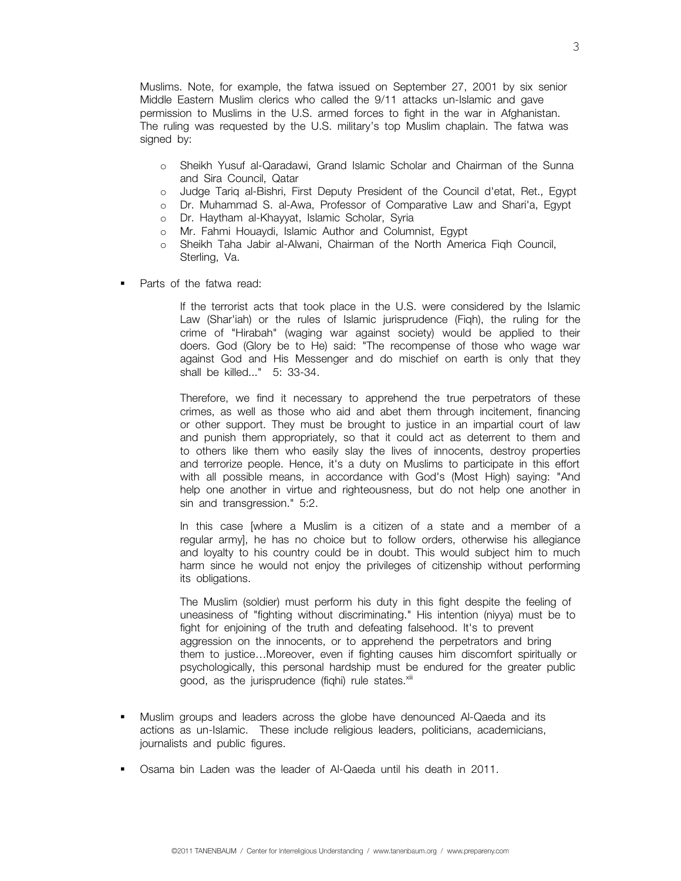Muslims. Note, for example, the fatwa issued on September 27, 2001 by six senior Middle Eastern Muslim clerics who called the 9/11 attacks un-Islamic and gave permission to Muslims in the U.S. armed forces to fight in the war in Afghanistan. The ruling was requested by the U.S. military's top Muslim chaplain. The fatwa was signed by:

- Sheikh Yusuf al-Qaradawi, Grand Islamic Scholar and Chairman of the Sunna and Sira Council, Qatar
- Judge Tariq al-Bishri, First Deputy President of the Council d'etat, Ret., Egypt
- Dr. Muhammad S. al-Awa, Professor of Comparative Law and Shari'a, Egypt
- Dr. Haytham al-Khayyat, Islamic Scholar, Syria
- Mr. Fahmi Houaydi, Islamic Author and Columnist, Egypt
- Sheikh Taha Jabir al-Alwani, Chairman of the North America Fiqh Council, Sterling, Va.

- Parts of the fatwa read:

> If the terrorist acts that took place in the U.S. were considered by the Islamic Law (Shar'iah) or the rules of Islamic jurisprudence (Fiqh), the ruling for the crime of "Hirabah" (waging war against society) would be applied to their doers. God (Glory be to He) said: "The recompense of those who wage war against God and His Messenger and do mischief on earth is only that they shall be killed..." 5: 33-34.
>
> Therefore, we find it necessary to apprehend the true perpetrators of these crimes, as well as those who aid and abet them through incitement, financing or other support. They must be brought to justice in an impartial court of law and punish them appropriately, so that it could act as deterrent to them and to others like them who easily slay the lives of innocents, destroy properties and terrorize people. Hence, it's a duty on Muslims to participate in this effort with all possible means, in accordance with God's (Most High) saying: "And help one another in virtue and righteousness, but do not help one another in sin and transgression." 5:2.
>
> In this case [where a Muslim is a citizen of a state and a member of a regular army], he has no choice but to follow orders, otherwise his allegiance and loyalty to his country could be in doubt. This would subject him to much harm since he would not enjoy the privileges of citizenship without performing its obligations.
>
> The Muslim (soldier) must perform his duty in this fight despite the feeling of uneasiness of "fighting without discriminating." His intention (niyya) must be to fight for enjoining of the truth and defeating falsehood. It's to prevent aggression on the innocents, or to apprehend the perpetrators and bring them to justice…Moreover, even if fighting causes him discomfort spiritually or psychologically, this personal hardship must be endured for the greater public good, as the jurisprudence (fiqhi) rule states.[xiii]

- Muslim groups and leaders across the globe have denounced Al-Qaeda and its actions as un-Islamic. These include religious leaders, politicians, academicians, journalists and public figures.

- Osama bin Laden was the leader of Al-Qaeda until his death in 2011.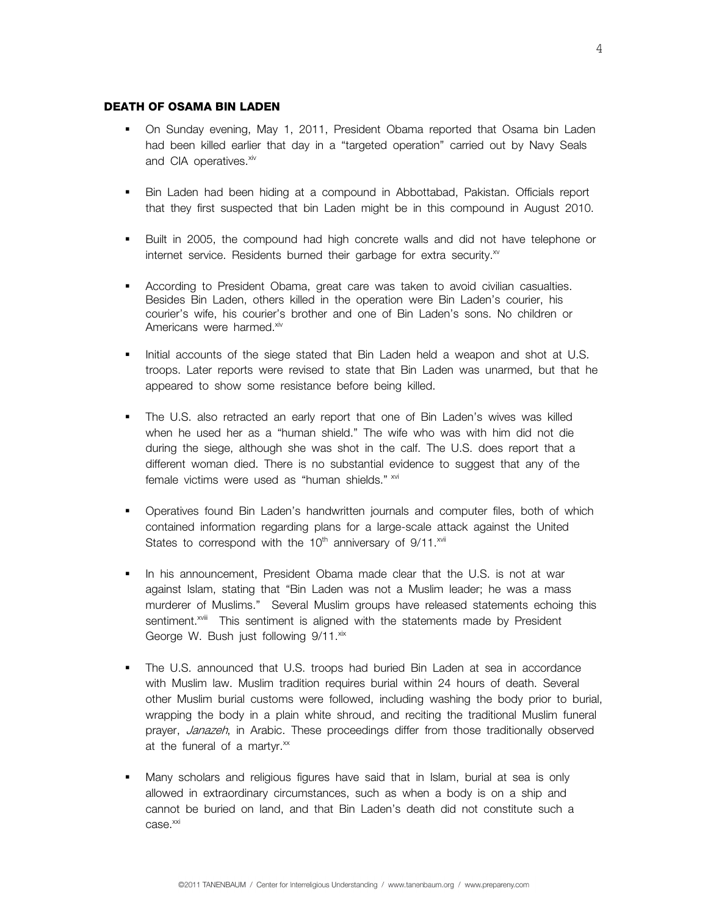## DEATH OF OSAMA BIN LADEN

- On Sunday evening, May 1, 2011, President Obama reported that Osama bin Laden had been killed earlier that day in a "targeted operation" carried out by Navy Seals and CIA operatives.[xiv]

- Bin Laden had been hiding at a compound in Abbottabad, Pakistan. Officials report that they first suspected that bin Laden might be in this compound in August 2010.

- Built in 2005, the compound had high concrete walls and did not have telephone or internet service. Residents burned their garbage for extra security.[xv]

- According to President Obama, great care was taken to avoid civilian casualties. Besides Bin Laden, others killed in the operation were Bin Laden's courier, his courier's wife, his courier's brother and one of Bin Laden's sons. No children or Americans were harmed.[xiv]

- Initial accounts of the siege stated that Bin Laden held a weapon and shot at U.S. troops. Later reports were revised to state that Bin Laden was unarmed, but that he appeared to show some resistance before being killed.

- The U.S. also retracted an early report that one of Bin Laden's wives was killed when he used her as a "human shield." The wife who was with him did not die during the siege, although she was shot in the calf. The U.S. does report that a different woman died. There is no substantial evidence to suggest that any of the female victims were used as "human shields." [xvi]

- Operatives found Bin Laden's handwritten journals and computer files, both of which contained information regarding plans for a large-scale attack against the United States to correspond with the 10th anniversary of 9/11.[xvii]

- In his announcement, President Obama made clear that the U.S. is not at war against Islam, stating that "Bin Laden was not a Muslim leader; he was a mass murderer of Muslims." Several Muslim groups have released statements echoing this sentiment.[xviii] This sentiment is aligned with the statements made by President George W. Bush just following 9/11.[xix]

- The U.S. announced that U.S. troops had buried Bin Laden at sea in accordance with Muslim law. Muslim tradition requires burial within 24 hours of death. Several other Muslim burial customs were followed, including washing the body prior to burial, wrapping the body in a plain white shroud, and reciting the traditional Muslim funeral prayer, *Janazeh*, in Arabic. These proceedings differ from those traditionally observed at the funeral of a martyr.[xx]

- Many scholars and religious figures have said that in Islam, burial at sea is only allowed in extraordinary circumstances, such as when a body is on a ship and cannot be buried on land, and that Bin Laden's death did not constitute such a case.[xxi]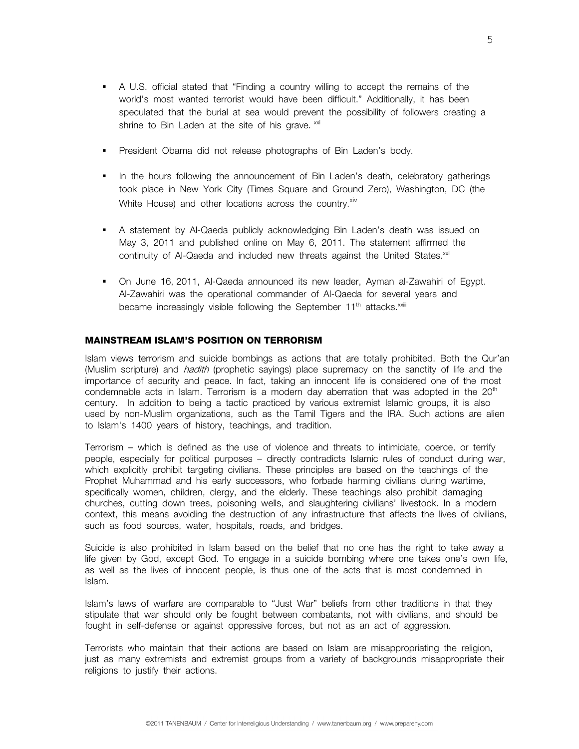- A U.S. official stated that "Finding a country willing to accept the remains of the world's most wanted terrorist would have been difficult." Additionally, it has been speculated that the burial at sea would prevent the possibility of followers creating a shrine to Bin Laden at the site of his grave. [xxi]

- President Obama did not release photographs of Bin Laden's body.

- In the hours following the announcement of Bin Laden's death, celebratory gatherings took place in New York City (Times Square and Ground Zero), Washington, DC (the White House) and other locations across the country.[xiv]

- A statement by Al-Qaeda publicly acknowledging Bin Laden's death was issued on May 3, 2011 and published online on May 6, 2011. The statement affirmed the continuity of Al-Qaeda and included new threats against the United States.[xxii]

- On June 16, 2011, Al-Qaeda announced its new leader, Ayman al-Zawahiri of Egypt. Al-Zawahiri was the operational commander of Al-Qaeda for several years and became increasingly visible following the September 11th attacks.[xxiii]

## MAINSTREAM ISLAM'S POSITION ON TERRORISM

Islam views terrorism and suicide bombings as actions that are totally prohibited. Both the Qur'an (Muslim scripture) and *hadith* (prophetic sayings) place supremacy on the sanctity of life and the importance of security and peace. In fact, taking an innocent life is considered one of the most condemnable acts in Islam. Terrorism is a modern day aberration that was adopted in the 20th century. In addition to being a tactic practiced by various extremist Islamic groups, it is also used by non-Muslim organizations, such as the Tamil Tigers and the IRA. Such actions are alien to Islam's 1400 years of history, teachings, and tradition.

Terrorism – which is defined as the use of violence and threats to intimidate, coerce, or terrify people, especially for political purposes – directly contradicts Islamic rules of conduct during war, which explicitly prohibit targeting civilians. These principles are based on the teachings of the Prophet Muhammad and his early successors, who forbade harming civilians during wartime, specifically women, children, clergy, and the elderly. These teachings also prohibit damaging churches, cutting down trees, poisoning wells, and slaughtering civilians' livestock. In a modern context, this means avoiding the destruction of any infrastructure that affects the lives of civilians, such as food sources, water, hospitals, roads, and bridges.

Suicide is also prohibited in Islam based on the belief that no one has the right to take away a life given by God, except God. To engage in a suicide bombing where one takes one's own life, as well as the lives of innocent people, is thus one of the acts that is most condemned in Islam.

Islam's laws of warfare are comparable to "Just War" beliefs from other traditions in that they stipulate that war should only be fought between combatants, not with civilians, and should be fought in self-defense or against oppressive forces, but not as an act of aggression.

Terrorists who maintain that their actions are based on Islam are misappropriating the religion, just as many extremists and extremist groups from a variety of backgrounds misappropriate their religions to justify their actions.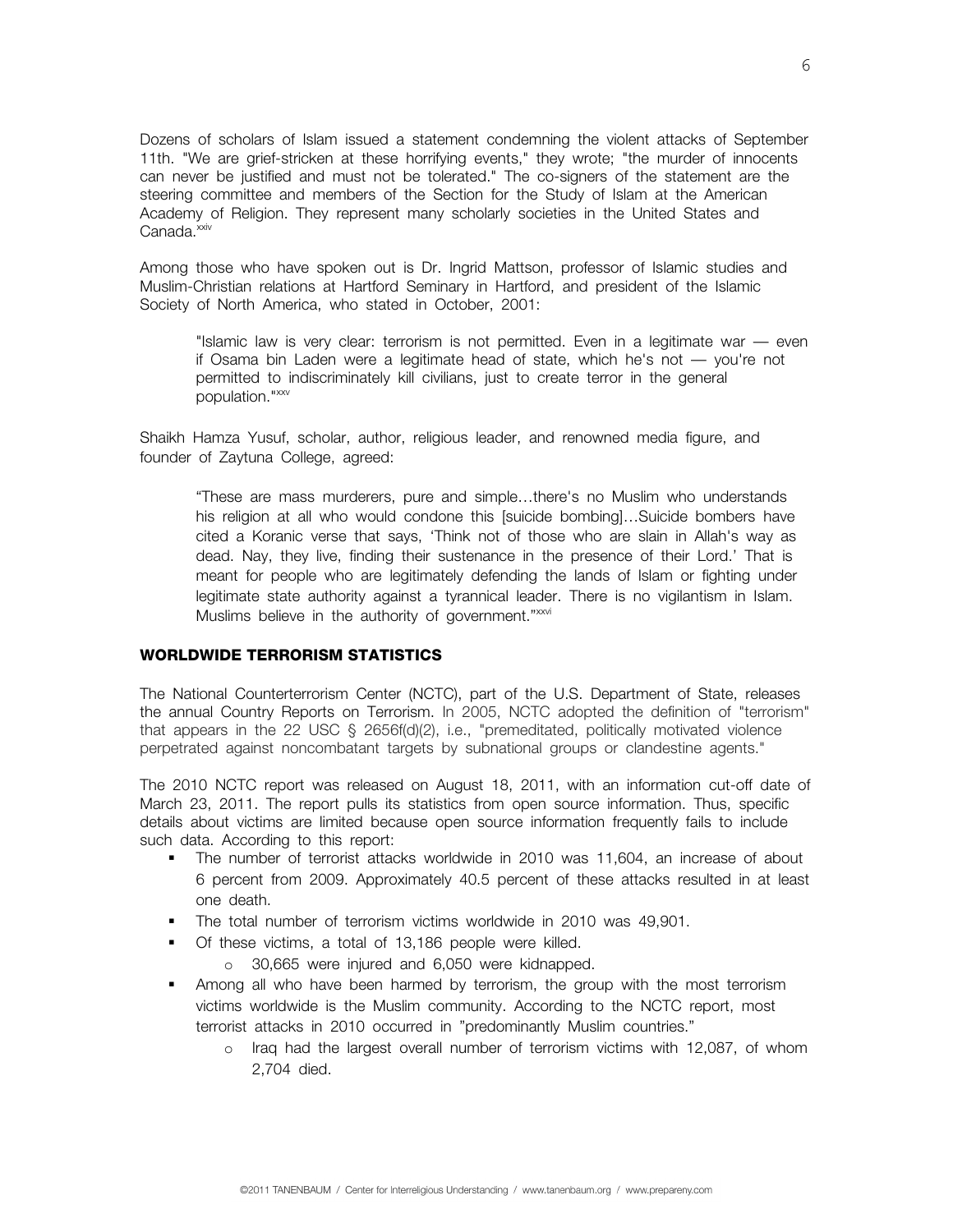Dozens of scholars of Islam issued a statement condemning the violent attacks of September 11th. "We are grief-stricken at these horrifying events," they wrote; "the murder of innocents can never be justified and must not be tolerated." The co-signers of the statement are the steering committee and members of the Section for the Study of Islam at the American Academy of Religion. They represent many scholarly societies in the United States and Canada.[xxiv]

Among those who have spoken out is Dr. Ingrid Mattson, professor of Islamic studies and Muslim-Christian relations at Hartford Seminary in Hartford, and president of the Islamic Society of North America, who stated in October, 2001:

> "Islamic law is very clear: terrorism is not permitted. Even in a legitimate war — even if Osama bin Laden were a legitimate head of state, which he's not — you're not permitted to indiscriminately kill civilians, just to create terror in the general population."[xxv]

Shaikh Hamza Yusuf, scholar, author, religious leader, and renowned media figure, and founder of Zaytuna College, agreed:

> "These are mass murderers, pure and simple…there's no Muslim who understands his religion at all who would condone this [suicide bombing]…Suicide bombers have cited a Koranic verse that says, 'Think not of those who are slain in Allah's way as dead. Nay, they live, finding their sustenance in the presence of their Lord.' That is meant for people who are legitimately defending the lands of Islam or fighting under legitimate state authority against a tyrannical leader. There is no vigilantism in Islam. Muslims believe in the authority of government."[xxvi]

## WORLDWIDE TERRORISM STATISTICS

The National Counterterrorism Center (NCTC), part of the U.S. Department of State, releases the annual Country Reports on Terrorism. In 2005, NCTC adopted the definition of "terrorism" that appears in the 22 USC § 2656f(d)(2), i.e., "premeditated, politically motivated violence perpetrated against noncombatant targets by subnational groups or clandestine agents."

The 2010 NCTC report was released on August 18, 2011, with an information cut-off date of March 23, 2011. The report pulls its statistics from open source information. Thus, specific details about victims are limited because open source information frequently fails to include such data. According to this report:

- The number of terrorist attacks worldwide in 2010 was 11,604, an increase of about 6 percent from 2009. Approximately 40.5 percent of these attacks resulted in at least one death.
- The total number of terrorism victims worldwide in 2010 was 49,901.
- Of these victims, a total of 13,186 people were killed.
  - 30,665 were injured and 6,050 were kidnapped.
- Among all who have been harmed by terrorism, the group with the most terrorism victims worldwide is the Muslim community. According to the NCTC report, most terrorist attacks in 2010 occurred in "predominantly Muslim countries."
  - Iraq had the largest overall number of terrorism victims with 12,087, of whom 2,704 died.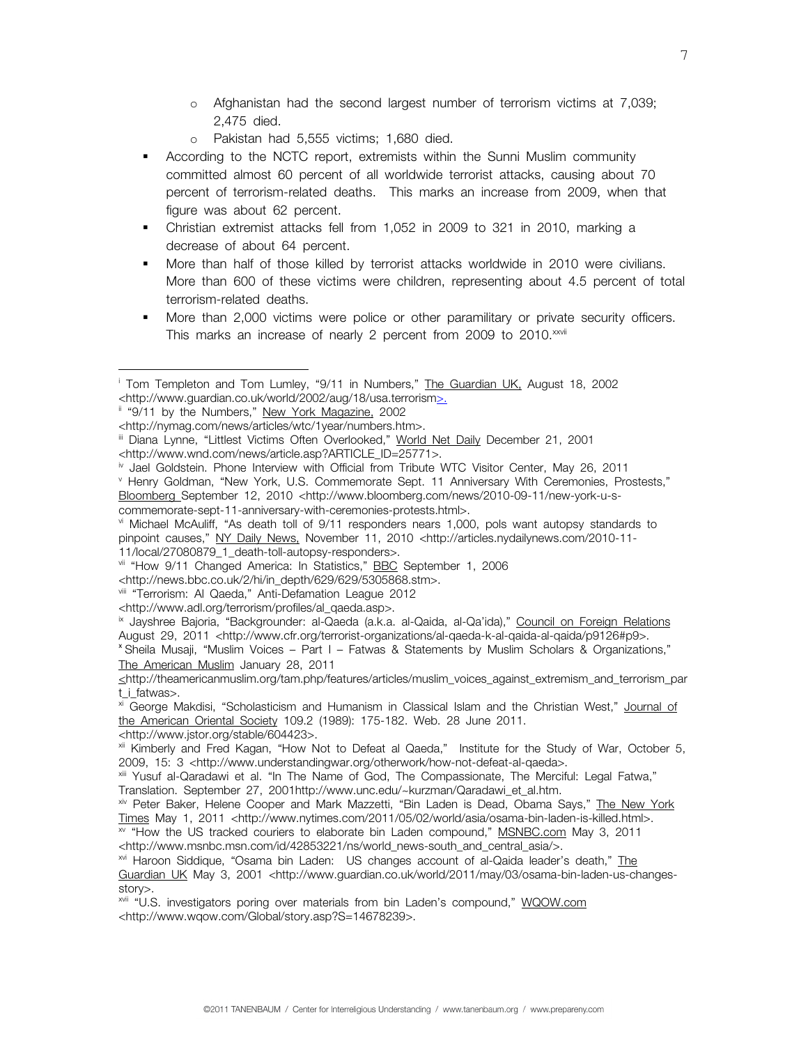- Afghanistan had the second largest number of terrorism victims at 7,039; 2,475 died.
  - Pakistan had 5,555 victims; 1,680 died.
- According to the NCTC report, extremists within the Sunni Muslim community committed almost 60 percent of all worldwide terrorist attacks, causing about 70 percent of terrorism-related deaths. This marks an increase from 2009, when that figure was about 62 percent.
- Christian extremist attacks fell from 1,052 in 2009 to 321 in 2010, marking a decrease of about 64 percent.
- More than half of those killed by terrorist attacks worldwide in 2010 were civilians. More than 600 of these victims were children, representing about 4.5 percent of total terrorism-related deaths.
- More than 2,000 victims were police or other paramilitary or private security officers. This marks an increase of nearly 2 percent from 2009 to 2010.[xxvii]

---

[i] Tom Templeton and Tom Lumley, "9/11 in Numbers," The Guardian UK, August 18, 2002 <http://www.guardian.co.uk/world/2002/aug/18/usa.terrorism>.

[ii] "9/11 by the Numbers," New York Magazine, 2002 <http://nymag.com/news/articles/wtc/1year/numbers.htm>.

[iii] Diana Lynne, "Littlest Victims Often Overlooked," World Net Daily December 21, 2001 <http://www.wnd.com/news/article.asp?ARTICLE_ID=25771>.

[iv] Jael Goldstein. Phone Interview with Official from Tribute WTC Visitor Center, May 26, 2011

[v] Henry Goldman, "New York, U.S. Commemorate Sept. 11 Anniversary With Ceremonies, Prostests," Bloomberg September 12, 2010 <http://www.bloomberg.com/news/2010-09-11/new-york-u-s-commemorate-sept-11-anniversary-with-ceremonies-protests.html>.

[vi] Michael McAuliff, "As death toll of 9/11 responders nears 1,000, pols want autopsy standards to pinpoint causes," NY Daily News, November 11, 2010 <http://articles.nydailynews.com/2010-11-11/local/27080879_1_death-toll-autopsy-responders>.

[vii] "How 9/11 Changed America: In Statistics," BBC September 1, 2006 <http://news.bbc.co.uk/2/hi/in_depth/629/629/5305868.stm>.

[viii] "Terrorism: Al Qaeda," Anti-Defamation League 2012 <http://www.adl.org/terrorism/profiles/al_qaeda.asp>.

[ix] Jayshree Bajoria, "Backgrounder: al-Qaeda (a.k.a. al-Qaida, al-Qa'ida)," Council on Foreign Relations August 29, 2011 <http://www.cfr.org/terrorist-organizations/al-qaeda-k-al-qaida-al-qaida/p9126#p9>.

[x] Sheila Musaji, "Muslim Voices – Part I – Fatwas & Statements by Muslim Scholars & Organizations," The American Muslim January 28, 2011 <http://theamericanmuslim.org/tam.php/features/articles/muslim_voices_against_extremism_and_terrorism_part_i_fatwas>.

[xi] George Makdisi, "Scholasticism and Humanism in Classical Islam and the Christian West," Journal of the American Oriental Society 109.2 (1989): 175-182. Web. 28 June 2011. <http://www.jstor.org/stable/604423>.

[xii] Kimberly and Fred Kagan, "How Not to Defeat al Qaeda," Institute for the Study of War, October 5, 2009, 15: 3 <http://www.understandingwar.org/otherwork/how-not-defeat-al-qaeda>.

[xiii] Yusuf al-Qaradawi et al. "In The Name of God, The Compassionate, The Merciful: Legal Fatwa," Translation. September 27, 2001http://www.unc.edu/~kurzman/Qaradawi_et_al.htm.

[xiv] Peter Baker, Helene Cooper and Mark Mazzetti, "Bin Laden is Dead, Obama Says," The New York Times May 1, 2011 <http://www.nytimes.com/2011/05/02/world/asia/osama-bin-laden-is-killed.html>.

[xv] "How the US tracked couriers to elaborate bin Laden compound," MSNBC.com May 3, 2011 <http://www.msnbc.msn.com/id/42853221/ns/world_news-south_and_central_asia/>.

[xvi] Haroon Siddique, "Osama bin Laden: US changes account of al-Qaida leader's death," The Guardian UK May 3, 2001 <http://www.guardian.co.uk/world/2011/may/03/osama-bin-laden-us-changes-story>.

[xvii] "U.S. investigators poring over materials from bin Laden's compound," WQOW.com <http://www.wqow.com/Global/story.asp?S=14678239>.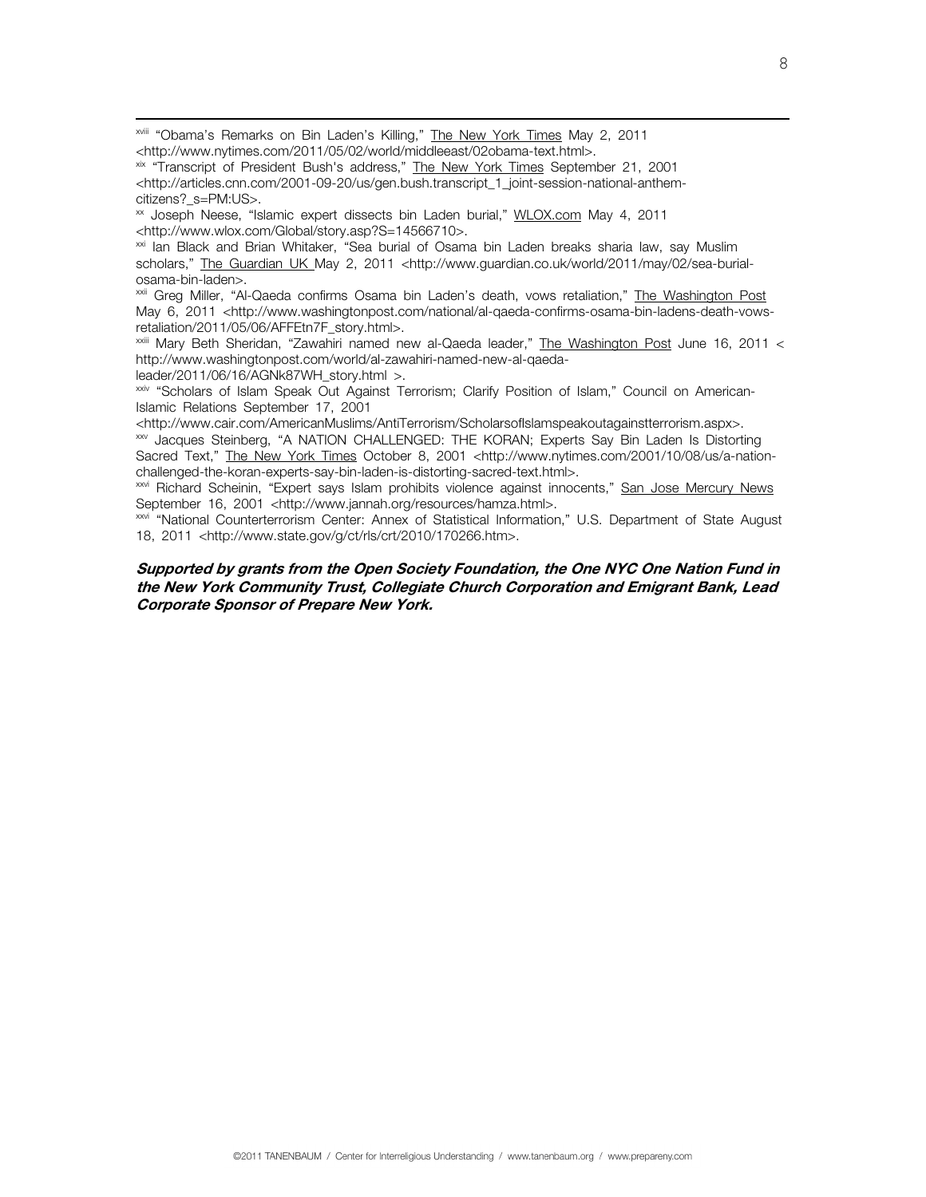[xviii] "Obama's Remarks on Bin Laden's Killing," The New York Times May 2, 2011 <http://www.nytimes.com/2011/05/02/world/middleeast/02obama-text.html>.

[xix] "Transcript of President Bush's address," The New York Times September 21, 2001 <http://articles.cnn.com/2001-09-20/us/gen.bush.transcript_1_joint-session-national-anthem-citizens?_s=PM:US>.

[xx] Joseph Neese, "Islamic expert dissects bin Laden burial," WLOX.com May 4, 2011 <http://www.wlox.com/Global/story.asp?S=14566710>.

[xxi] Ian Black and Brian Whitaker, "Sea burial of Osama bin Laden breaks sharia law, say Muslim scholars," The Guardian UK May 2, 2011 <http://www.guardian.co.uk/world/2011/may/02/sea-burial-osama-bin-laden>.

[xxii] Greg Miller, "Al-Qaeda confirms Osama bin Laden's death, vows retaliation," The Washington Post May 6, 2011 <http://www.washingtonpost.com/national/al-qaeda-confirms-osama-bin-ladens-death-vows-retaliation/2011/05/06/AFFEtn7F_story.html>.

[xxiii] Mary Beth Sheridan, "Zawahiri named new al-Qaeda leader," The Washington Post June 16, 2011 < http://www.washingtonpost.com/world/al-zawahiri-named-new-al-qaeda-leader/2011/06/16/AGNk87WH_story.html >.

[xxiv] "Scholars of Islam Speak Out Against Terrorism; Clarify Position of Islam," Council on American-Islamic Relations September 17, 2001 <http://www.cair.com/AmericanMuslims/AntiTerrorism/ScholarsofIslamspeakoutagainstterrorism.aspx>.

[xxv] Jacques Steinberg, "A NATION CHALLENGED: THE KORAN; Experts Say Bin Laden Is Distorting Sacred Text," The New York Times October 8, 2001 <http://www.nytimes.com/2001/10/08/us/a-nation-challenged-the-koran-experts-say-bin-laden-is-distorting-sacred-text.html>.

[xxvi] Richard Scheinin, "Expert says Islam prohibits violence against innocents," San Jose Mercury News September 16, 2001 <http://www.jannah.org/resources/hamza.html>.

[xxvi] "National Counterterrorism Center: Annex of Statistical Information," U.S. Department of State August 18, 2011 <http://www.state.gov/g/ct/rls/crt/2010/170266.htm>.

***Supported by grants from the Open Society Foundation, the One NYC One Nation Fund in the New York Community Trust, Collegiate Church Corporation and Emigrant Bank, Lead Corporate Sponsor of Prepare New York.***